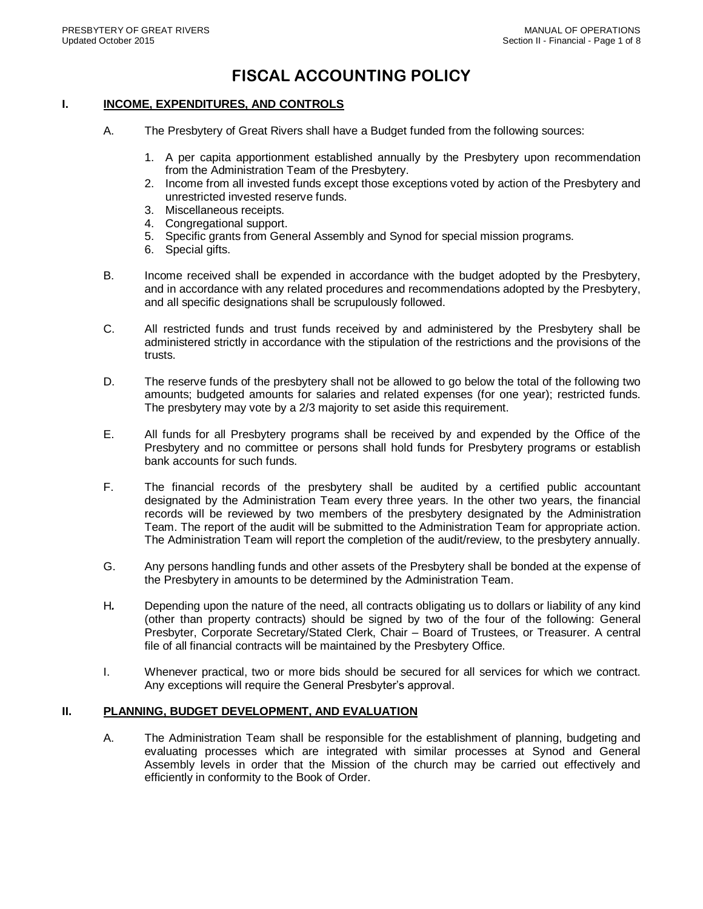# FISCAL ACCOUNTING POLICY

## I. INCOME, EXPENDITURES, AND CONTROLS

A. The Presbytery of Great Rivers shall have a Budget funded from the following sources:

1. A per capita apportionment established annually by the Presbytery upon recommendation from the Administration Team of the Presbytery.
2. Income from all invested funds except those exceptions voted by action of the Presbytery and unrestricted invested reserve funds.
3. Miscellaneous receipts.
4. Congregational support.
5. Specific grants from General Assembly and Synod for special mission programs.
6. Special gifts.

B. Income received shall be expended in accordance with the budget adopted by the Presbytery, and in accordance with any related procedures and recommendations adopted by the Presbytery, and all specific designations shall be scrupulously followed.

C. All restricted funds and trust funds received by and administered by the Presbytery shall be administered strictly in accordance with the stipulation of the restrictions and the provisions of the trusts.

D. The reserve funds of the presbytery shall not be allowed to go below the total of the following two amounts; budgeted amounts for salaries and related expenses (for one year); restricted funds. The presbytery may vote by a 2/3 majority to set aside this requirement.

E. All funds for all Presbytery programs shall be received by and expended by the Office of the Presbytery and no committee or persons shall hold funds for Presbytery programs or establish bank accounts for such funds.

F. The financial records of the presbytery shall be audited by a certified public accountant designated by the Administration Team every three years. In the other two years, the financial records will be reviewed by two members of the presbytery designated by the Administration Team. The report of the audit will be submitted to the Administration Team for appropriate action. The Administration Team will report the completion of the audit/review, to the presbytery annually.

G. Any persons handling funds and other assets of the Presbytery shall be bonded at the expense of the Presbytery in amounts to be determined by the Administration Team.

H. Depending upon the nature of the need, all contracts obligating us to dollars or liability of any kind (other than property contracts) should be signed by two of the four of the following: General Presbyter, Corporate Secretary/Stated Clerk, Chair – Board of Trustees, or Treasurer. A central file of all financial contracts will be maintained by the Presbytery Office.

I. Whenever practical, two or more bids should be secured for all services for which we contract. Any exceptions will require the General Presbyter's approval.

## II. PLANNING, BUDGET DEVELOPMENT, AND EVALUATION

A. The Administration Team shall be responsible for the establishment of planning, budgeting and evaluating processes which are integrated with similar processes at Synod and General Assembly levels in order that the Mission of the church may be carried out effectively and efficiently in conformity to the Book of Order.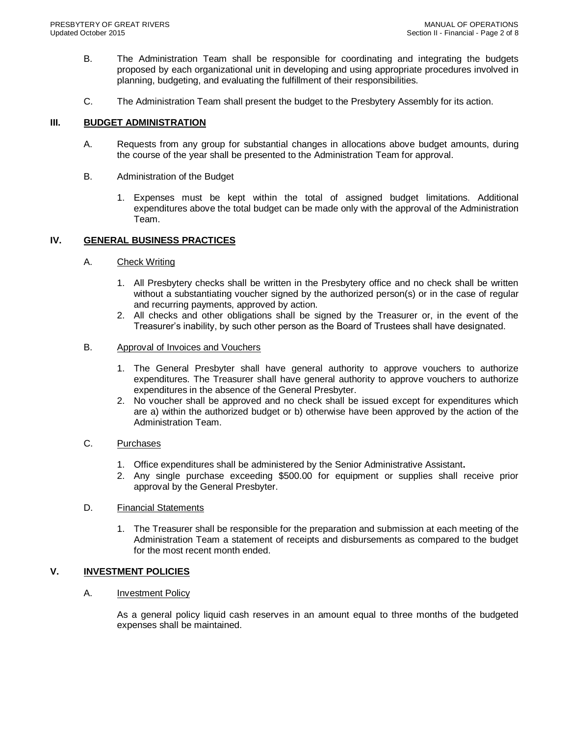B. The Administration Team shall be responsible for coordinating and integrating the budgets proposed by each organizational unit in developing and using appropriate procedures involved in planning, budgeting, and evaluating the fulfillment of their responsibilities.

C. The Administration Team shall present the budget to the Presbytery Assembly for its action.

## III. BUDGET ADMINISTRATION

A. Requests from any group for substantial changes in allocations above budget amounts, during the course of the year shall be presented to the Administration Team for approval.

B. Administration of the Budget

1. Expenses must be kept within the total of assigned budget limitations. Additional expenditures above the total budget can be made only with the approval of the Administration Team.

## IV. GENERAL BUSINESS PRACTICES

A. Check Writing

1. All Presbytery checks shall be written in the Presbytery office and no check shall be written without a substantiating voucher signed by the authorized person(s) or in the case of regular and recurring payments, approved by action.
2. All checks and other obligations shall be signed by the Treasurer or, in the event of the Treasurer's inability, by such other person as the Board of Trustees shall have designated.

B. Approval of Invoices and Vouchers

1. The General Presbyter shall have general authority to approve vouchers to authorize expenditures. The Treasurer shall have general authority to approve vouchers to authorize expenditures in the absence of the General Presbyter.
2. No voucher shall be approved and no check shall be issued except for expenditures which are a) within the authorized budget or b) otherwise have been approved by the action of the Administration Team.

C. Purchases

1. Office expenditures shall be administered by the Senior Administrative Assistant**.**
2. Any single purchase exceeding $500.00 for equipment or supplies shall receive prior approval by the General Presbyter.

D. Financial Statements

1. The Treasurer shall be responsible for the preparation and submission at each meeting of the Administration Team a statement of receipts and disbursements as compared to the budget for the most recent month ended.

## V. INVESTMENT POLICIES

A. Investment Policy

As a general policy liquid cash reserves in an amount equal to three months of the budgeted expenses shall be maintained.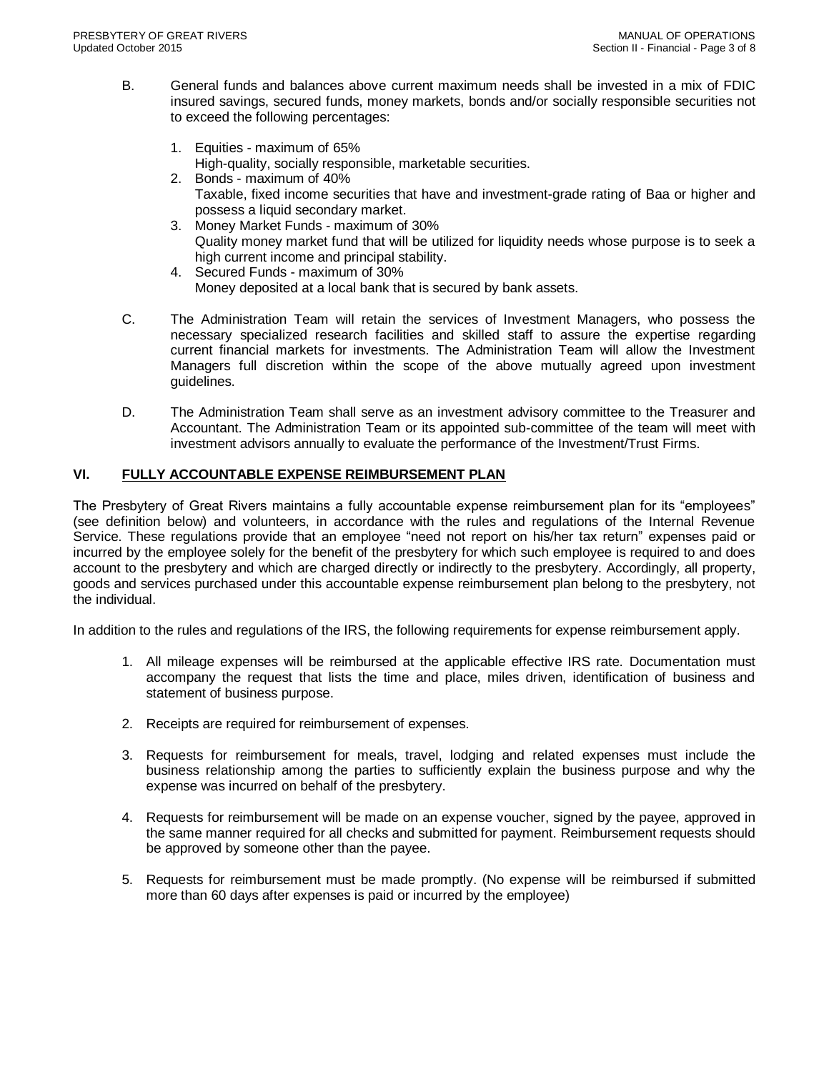B. General funds and balances above current maximum needs shall be invested in a mix of FDIC insured savings, secured funds, money markets, bonds and/or socially responsible securities not to exceed the following percentages:

1. Equities - maximum of 65%
   High-quality, socially responsible, marketable securities.
2. Bonds - maximum of 40%
   Taxable, fixed income securities that have and investment-grade rating of Baa or higher and possess a liquid secondary market.
3. Money Market Funds - maximum of 30%
   Quality money market fund that will be utilized for liquidity needs whose purpose is to seek a high current income and principal stability.
4. Secured Funds - maximum of 30%
   Money deposited at a local bank that is secured by bank assets.

C. The Administration Team will retain the services of Investment Managers, who possess the necessary specialized research facilities and skilled staff to assure the expertise regarding current financial markets for investments. The Administration Team will allow the Investment Managers full discretion within the scope of the above mutually agreed upon investment guidelines.

D. The Administration Team shall serve as an investment advisory committee to the Treasurer and Accountant. The Administration Team or its appointed sub-committee of the team will meet with investment advisors annually to evaluate the performance of the Investment/Trust Firms.

## VI. FULLY ACCOUNTABLE EXPENSE REIMBURSEMENT PLAN

The Presbytery of Great Rivers maintains a fully accountable expense reimbursement plan for its "employees" (see definition below) and volunteers, in accordance with the rules and regulations of the Internal Revenue Service. These regulations provide that an employee "need not report on his/her tax return" expenses paid or incurred by the employee solely for the benefit of the presbytery for which such employee is required to and does account to the presbytery and which are charged directly or indirectly to the presbytery. Accordingly, all property, goods and services purchased under this accountable expense reimbursement plan belong to the presbytery, not the individual.

In addition to the rules and regulations of the IRS, the following requirements for expense reimbursement apply.

1. All mileage expenses will be reimbursed at the applicable effective IRS rate. Documentation must accompany the request that lists the time and place, miles driven, identification of business and statement of business purpose.

2. Receipts are required for reimbursement of expenses.

3. Requests for reimbursement for meals, travel, lodging and related expenses must include the business relationship among the parties to sufficiently explain the business purpose and why the expense was incurred on behalf of the presbytery.

4. Requests for reimbursement will be made on an expense voucher, signed by the payee, approved in the same manner required for all checks and submitted for payment. Reimbursement requests should be approved by someone other than the payee.

5. Requests for reimbursement must be made promptly. (No expense will be reimbursed if submitted more than 60 days after expenses is paid or incurred by the employee)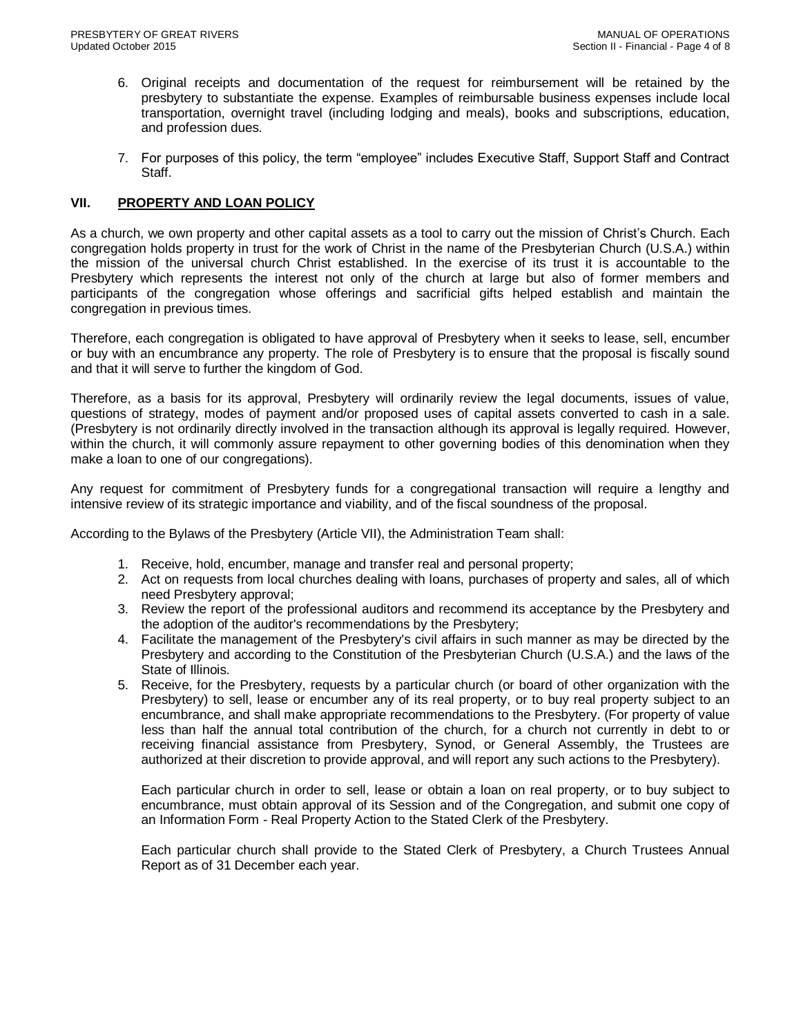6. Original receipts and documentation of the request for reimbursement will be retained by the presbytery to substantiate the expense. Examples of reimbursable business expenses include local transportation, overnight travel (including lodging and meals), books and subscriptions, education, and profession dues.

7. For purposes of this policy, the term “employee” includes Executive Staff, Support Staff and Contract Staff.

## VII. PROPERTY AND LOAN POLICY

As a church, we own property and other capital assets as a tool to carry out the mission of Christ’s Church. Each congregation holds property in trust for the work of Christ in the name of the Presbyterian Church (U.S.A.) within the mission of the universal church Christ established. In the exercise of its trust it is accountable to the Presbytery which represents the interest not only of the church at large but also of former members and participants of the congregation whose offerings and sacrificial gifts helped establish and maintain the congregation in previous times.

Therefore, each congregation is obligated to have approval of Presbytery when it seeks to lease, sell, encumber or buy with an encumbrance any property. The role of Presbytery is to ensure that the proposal is fiscally sound and that it will serve to further the kingdom of God.

Therefore, as a basis for its approval, Presbytery will ordinarily review the legal documents, issues of value, questions of strategy, modes of payment and/or proposed uses of capital assets converted to cash in a sale. (Presbytery is not ordinarily directly involved in the transaction although its approval is legally required. However, within the church, it will commonly assure repayment to other governing bodies of this denomination when they make a loan to one of our congregations).

Any request for commitment of Presbytery funds for a congregational transaction will require a lengthy and intensive review of its strategic importance and viability, and of the fiscal soundness of the proposal.

According to the Bylaws of the Presbytery (Article VII), the Administration Team shall:

1. Receive, hold, encumber, manage and transfer real and personal property;
2. Act on requests from local churches dealing with loans, purchases of property and sales, all of which need Presbytery approval;
3. Review the report of the professional auditors and recommend its acceptance by the Presbytery and the adoption of the auditor's recommendations by the Presbytery;
4. Facilitate the management of the Presbytery's civil affairs in such manner as may be directed by the Presbytery and according to the Constitution of the Presbyterian Church (U.S.A.) and the laws of the State of Illinois.
5. Receive, for the Presbytery, requests by a particular church (or board of other organization with the Presbytery) to sell, lease or encumber any of its real property, or to buy real property subject to an encumbrance, and shall make appropriate recommendations to the Presbytery. (For property of value less than half the annual total contribution of the church, for a church not currently in debt to or receiving financial assistance from Presbytery, Synod, or General Assembly, the Trustees are authorized at their discretion to provide approval, and will report any such actions to the Presbytery).

   Each particular church in order to sell, lease or obtain a loan on real property, or to buy subject to encumbrance, must obtain approval of its Session and of the Congregation, and submit one copy of an Information Form - Real Property Action to the Stated Clerk of the Presbytery.

   Each particular church shall provide to the Stated Clerk of Presbytery, a Church Trustees Annual Report as of 31 December each year.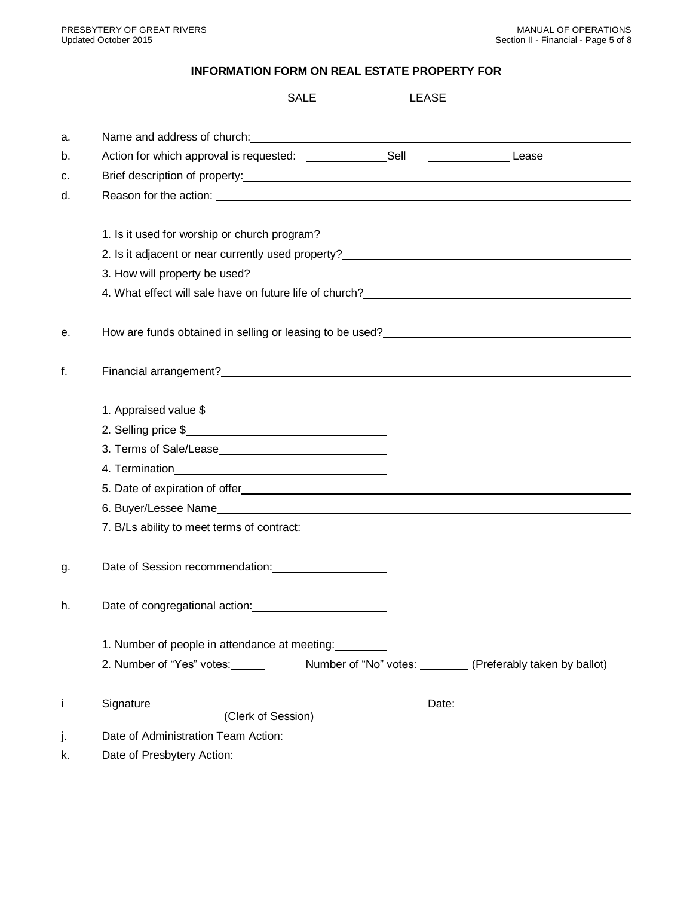## INFORMATION FORM ON REAL ESTATE PROPERTY FOR

\_\_\_\_\_\_SALE \_\_\_\_\_\_LEASE

a. Name and address of church: \_\_\_\_\_\_\_\_\_\_\_\_\_\_\_\_\_\_\_\_

b. Action for which approval is requested: \_\_\_\_\_\_\_\_\_\_\_\_\_Sell \_\_\_\_\_\_\_\_\_\_\_\_\_ Lease

c. Brief description of property: \_\_\_\_\_\_\_\_\_\_\_\_\_\_\_\_\_\_\_\_

d. Reason for the action: \_\_\_\_\_\_\_\_\_\_\_\_\_\_\_\_\_\_\_\_

   1. Is it used for worship or church program? \_\_\_\_\_\_\_\_\_\_\_\_\_\_\_\_\_\_\_\_
   2. Is it adjacent or near currently used property? \_\_\_\_\_\_\_\_\_\_\_\_\_\_\_\_\_\_\_\_
   3. How will property be used? \_\_\_\_\_\_\_\_\_\_\_\_\_\_\_\_\_\_\_\_
   4. What effect will sale have on future life of church? \_\_\_\_\_\_\_\_\_\_\_\_\_\_\_\_\_\_\_\_

e. How are funds obtained in selling or leasing to be used? \_\_\_\_\_\_\_\_\_\_\_\_\_\_\_\_\_\_\_\_

f. Financial arrangement? \_\_\_\_\_\_\_\_\_\_\_\_\_\_\_\_\_\_\_\_

   1. Appraised value $\_\_\_\_\_\_\_\_\_\_\_\_\_\_\_\_\_\_\_\_
   2. Selling price $\_\_\_\_\_\_\_\_\_\_\_\_\_\_\_\_\_\_\_\_
   3. Terms of Sale/Lease \_\_\_\_\_\_\_\_\_\_\_\_\_\_\_\_\_\_\_\_
   4. Termination \_\_\_\_\_\_\_\_\_\_\_\_\_\_\_\_\_\_\_\_
   5. Date of expiration of offer \_\_\_\_\_\_\_\_\_\_\_\_\_\_\_\_\_\_\_\_
   6. Buyer/Lessee Name \_\_\_\_\_\_\_\_\_\_\_\_\_\_\_\_\_\_\_\_
   7. B/Ls ability to meet terms of contract: \_\_\_\_\_\_\_\_\_\_\_\_\_\_\_\_\_\_\_\_

g. Date of Session recommendation: \_\_\_\_\_\_\_\_\_\_\_\_\_\_\_\_\_\_\_\_

h. Date of congregational action: \_\_\_\_\_\_\_\_\_\_\_\_\_\_\_\_\_\_\_\_

   1. Number of people in attendance at meeting: \_\_\_\_\_\_\_\_
   2. Number of "Yes" votes: \_\_\_\_\_\_ Number of "No" votes: \_\_\_\_\_\_\_\_ (Preferably taken by ballot)

i Signature \_\_\_\_\_\_\_\_\_\_\_\_\_\_\_\_\_\_\_\_ (Clerk of Session) Date: \_\_\_\_\_\_\_\_\_\_\_\_\_\_\_\_\_\_\_\_

j. Date of Administration Team Action: \_\_\_\_\_\_\_\_\_\_\_\_\_\_\_\_\_\_\_\_

k. Date of Presbytery Action: \_\_\_\_\_\_\_\_\_\_\_\_\_\_\_\_\_\_\_\_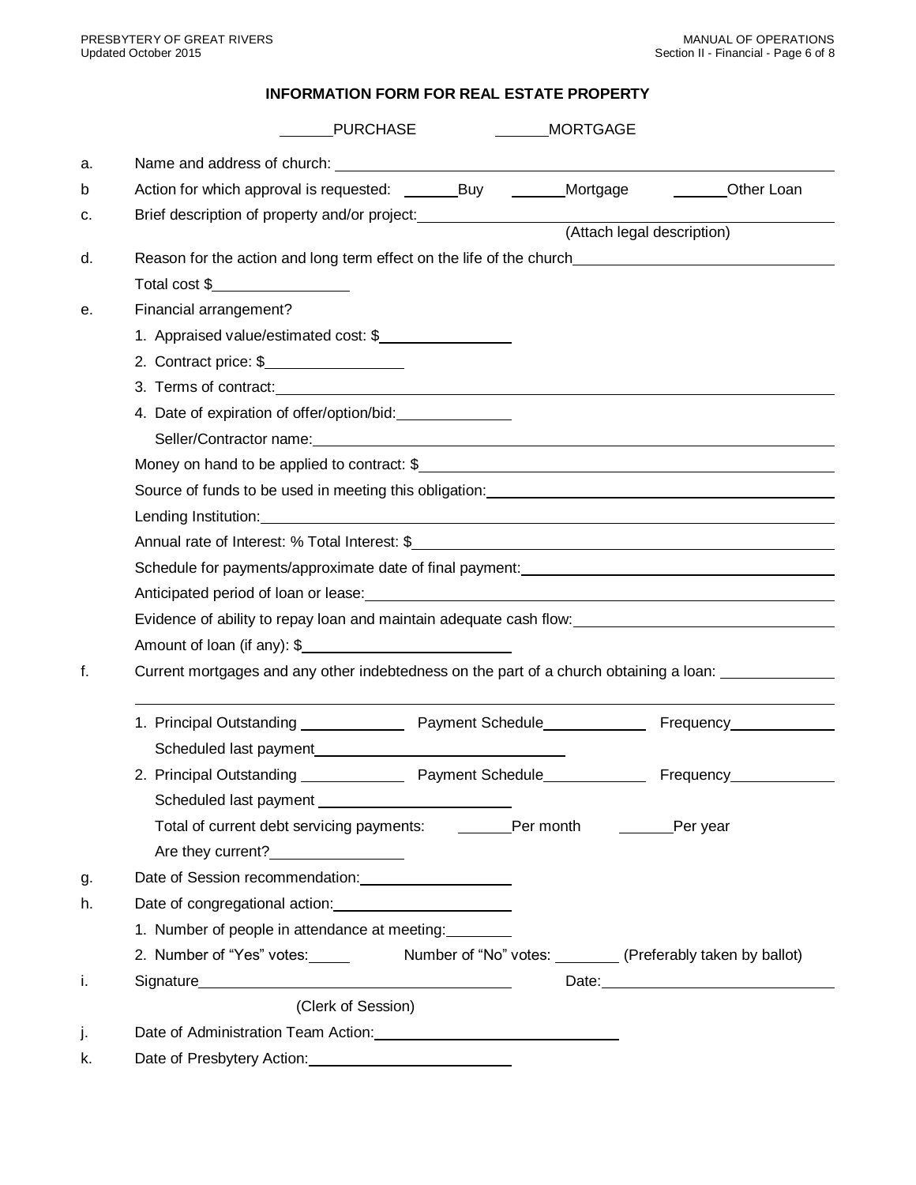## INFORMATION FORM FOR REAL ESTATE PROPERTY

______PURCHASE ______MORTGAGE

a. Name and address of church: ____________________________________________

b Action for which approval is requested: ______Buy ______Mortgage ______Other Loan

c. Brief description of property and/or project: ____________________________________________
(Attach legal description)

d. Reason for the action and long term effect on the life of the church ____________________________________________
Total cost $________________

e. Financial arrangement?
1. Appraised value/estimated cost: $________________
2. Contract price: $________________
3. Terms of contract: ____________________________________________
4. Date of expiration of offer/option/bid: ______________
Seller/Contractor name: ____________________________________________
Money on hand to be applied to contract: $____________________________________________
Source of funds to be used in meeting this obligation: ____________________________________________
Lending Institution: ____________________________________________
Annual rate of Interest: % Total Interest: $____________________________________________
Schedule for payments/approximate date of final payment: ____________________________________________
Anticipated period of loan or lease: ____________________________________________
Evidence of ability to repay loan and maintain adequate cash flow: ____________________________________________
Amount of loan (if any): $________________________

f. Current mortgages and any other indebtedness on the part of a church obtaining a loan: ______________
____________________________________________
1. Principal Outstanding ____________ Payment Schedule____________ Frequency____________
Scheduled last payment________________________________
2. Principal Outstanding ____________ Payment Schedule____________ Frequency____________
Scheduled last payment ________________________
Total of current debt servicing payments: ______Per month ______Per year
Are they current?________________

g. Date of Session recommendation: __________________

h. Date of congregational action: ______________________
1. Number of people in attendance at meeting:________
2. Number of "Yes" votes:_____ Number of "No" votes: ________ (Preferably taken by ballot)

i. Signature______________________________________ Date:____________________________
(Clerk of Session)

j. Date of Administration Team Action: ______________________________

k. Date of Presbytery Action: ________________________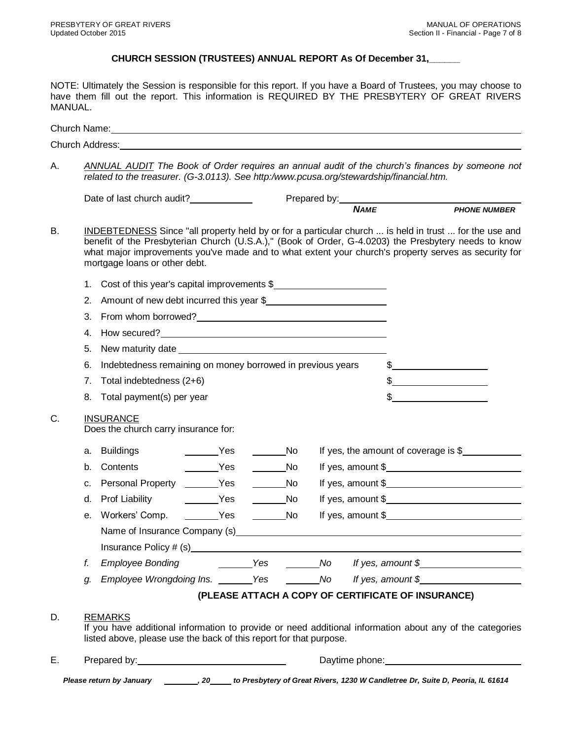## CHURCH SESSION (TRUSTEES) ANNUAL REPORT As Of December 31,______

NOTE: Ultimately the Session is responsible for this report. If you have a Board of Trustees, you may choose to have them fill out the report. This information is REQUIRED BY THE PRESBYTERY OF GREAT RIVERS MANUAL.

Church Name: ____________________________________________

Church Address: ____________________________________________

A. *ANNUAL AUDIT The Book of Order requires an annual audit of the church's finances by someone not related to the treasurer. (G-3.0113). See http:/www.pcusa.org/stewardship/financial.htm.*

Date of last church audit? ____________ Prepared by: ______________________ ______________

***NAME*** ***PHONE NUMBER***

B. INDEBTEDNESS Since "all property held by or for a particular church ... is held in trust ... for the use and benefit of the Presbyterian Church (U.S.A.)," (Book of Order, G-4.0203) the Presbytery needs to know what major improvements you've made and to what extent your church's property serves as security for mortgage loans or other debt.

1. Cost of this year's capital improvements $____________________
2. Amount of new debt incurred this year $____________________
3. From whom borrowed? ____________________
4. How secured? ____________________
5. New maturity date ____________________
6. Indebtedness remaining on money borrowed in previous years $____________________
7. Total indebtedness (2+6) $____________________
8. Total payment(s) per year $____________________

C. INSURANCE

Does the church carry insurance for:

a. Buildings _______Yes _______No If yes, the amount of coverage is $__________

b. Contents _______Yes _______No If yes, amount $__________

c. Personal Property _______Yes _______No If yes, amount $__________

d. Prof Liability _______Yes _______No If yes, amount $__________

e. Workers' Comp. _______Yes _______No If yes, amount $__________

Name of Insurance Company (s) ____________________

Insurance Policy # (s) ____________________

*f. Employee Bonding _______Yes _______No If yes, amount $__________*

*g. Employee Wrongdoing Ins. _______Yes _______No If yes, amount $__________*

**(PLEASE ATTACH A COPY OF CERTIFICATE OF INSURANCE)**

D. REMARKS

If you have additional information to provide or need additional information about any of the categories listed above, please use the back of this report for that purpose.

E. Prepared by: ____________________ Daytime phone: ____________________

***Please return by January ________, 20_____ to Presbytery of Great Rivers, 1230 W Candletree Dr, Suite D, Peoria, IL 61614***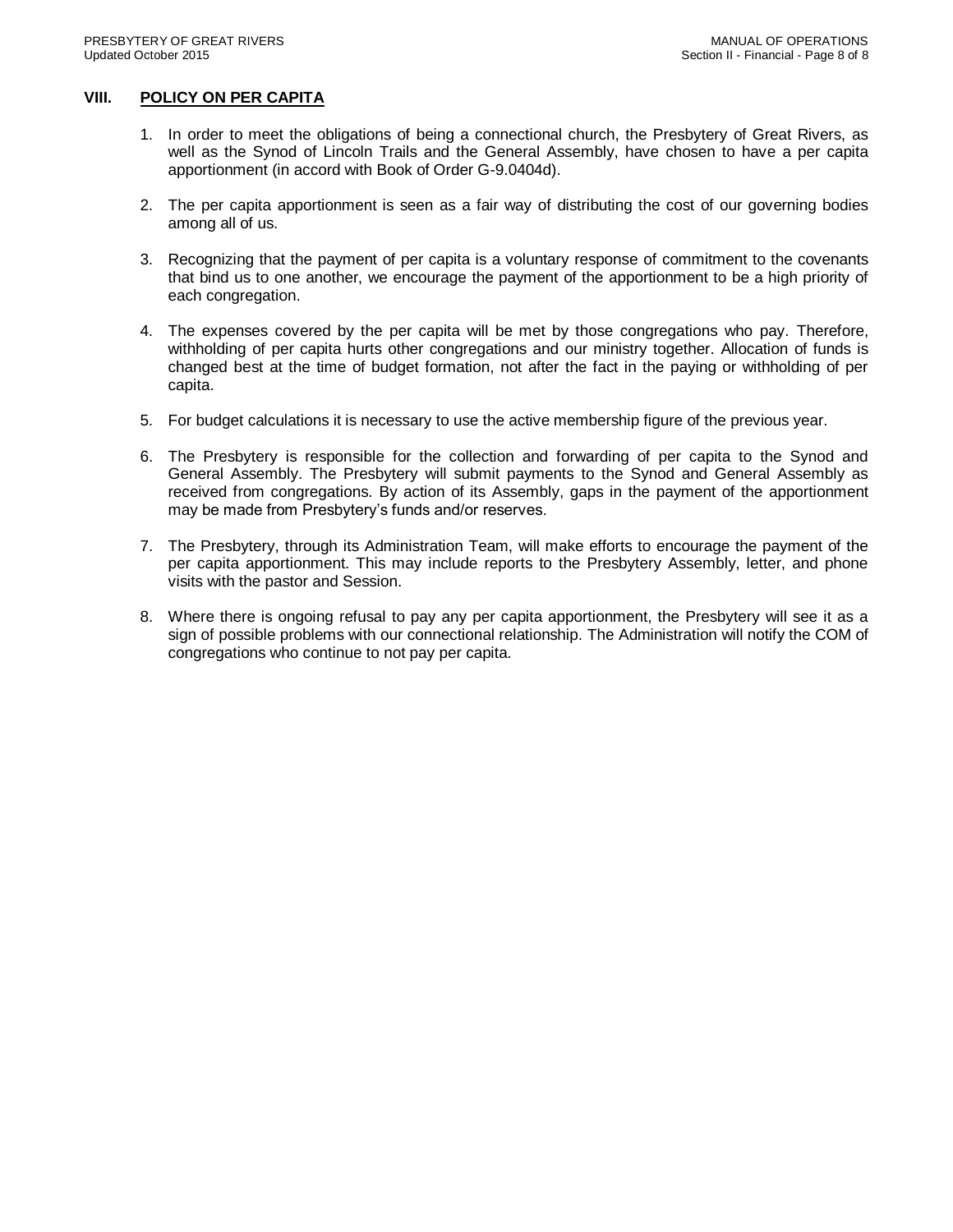## VIII. POLICY ON PER CAPITA

1. In order to meet the obligations of being a connectional church, the Presbytery of Great Rivers, as well as the Synod of Lincoln Trails and the General Assembly, have chosen to have a per capita apportionment (in accord with Book of Order G-9.0404d).

2. The per capita apportionment is seen as a fair way of distributing the cost of our governing bodies among all of us.

3. Recognizing that the payment of per capita is a voluntary response of commitment to the covenants that bind us to one another, we encourage the payment of the apportionment to be a high priority of each congregation.

4. The expenses covered by the per capita will be met by those congregations who pay. Therefore, withholding of per capita hurts other congregations and our ministry together. Allocation of funds is changed best at the time of budget formation, not after the fact in the paying or withholding of per capita.

5. For budget calculations it is necessary to use the active membership figure of the previous year.

6. The Presbytery is responsible for the collection and forwarding of per capita to the Synod and General Assembly. The Presbytery will submit payments to the Synod and General Assembly as received from congregations. By action of its Assembly, gaps in the payment of the apportionment may be made from Presbytery's funds and/or reserves.

7. The Presbytery, through its Administration Team, will make efforts to encourage the payment of the per capita apportionment. This may include reports to the Presbytery Assembly, letter, and phone visits with the pastor and Session.

8. Where there is ongoing refusal to pay any per capita apportionment, the Presbytery will see it as a sign of possible problems with our connectional relationship. The Administration will notify the COM of congregations who continue to not pay per capita.